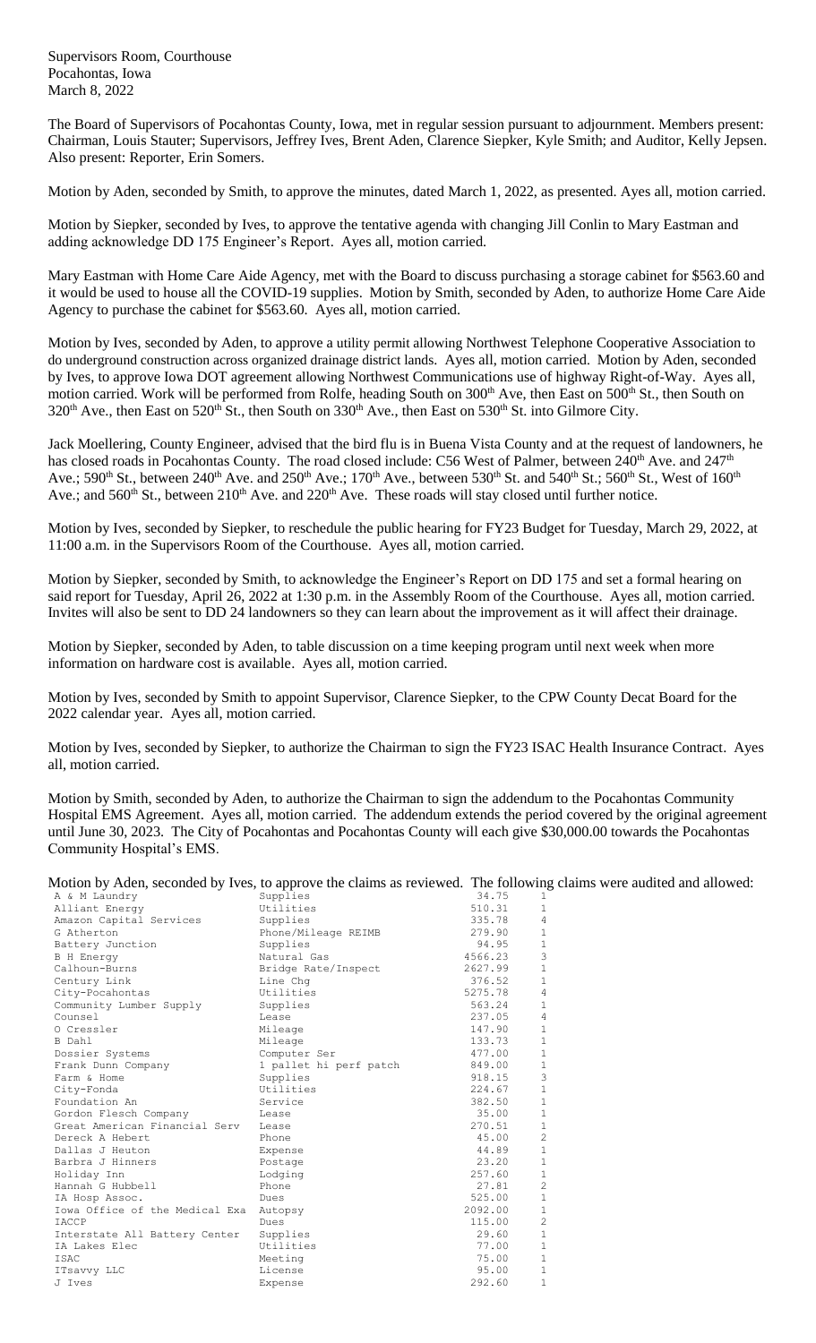Supervisors Room, Courthouse
Pocahontas, Iowa
March 8, 2022

The Board of Supervisors of Pocahontas County, Iowa, met in regular session pursuant to adjournment. Members present: Chairman, Louis Stauter; Supervisors, Jeffrey Ives, Brent Aden, Clarence Siepker, Kyle Smith; and Auditor, Kelly Jepsen. Also present: Reporter, Erin Somers.

Motion by Aden, seconded by Smith, to approve the minutes, dated March 1, 2022, as presented. Ayes all, motion carried.

Motion by Siepker, seconded by Ives, to approve the tentative agenda with changing Jill Conlin to Mary Eastman and adding acknowledge DD 175 Engineer's Report. Ayes all, motion carried.

Mary Eastman with Home Care Aide Agency, met with the Board to discuss purchasing a storage cabinet for $563.60 and it would be used to house all the COVID-19 supplies. Motion by Smith, seconded by Aden, to authorize Home Care Aide Agency to purchase the cabinet for $563.60. Ayes all, motion carried.

Motion by Ives, seconded by Aden, to approve a utility permit allowing Northwest Telephone Cooperative Association to do underground construction across organized drainage district lands. Ayes all, motion carried. Motion by Aden, seconded by Ives, to approve Iowa DOT agreement allowing Northwest Communications use of highway Right-of-Way. Ayes all, motion carried. Work will be performed from Rolfe, heading South on 300th Ave, then East on 500th St., then South on 320th Ave., then East on 520th St., then South on 330th Ave., then East on 530th St. into Gilmore City.

Jack Moellering, County Engineer, advised that the bird flu is in Buena Vista County and at the request of landowners, he has closed roads in Pocahontas County. The road closed include: C56 West of Palmer, between 240th Ave. and 247th Ave.; 590th St., between 240th Ave. and 250th Ave.; 170th Ave., between 530th St. and 540th St.; 560th St., West of 160th Ave.; and 560th St., between 210th Ave. and 220th Ave. These roads will stay closed until further notice.

Motion by Ives, seconded by Siepker, to reschedule the public hearing for FY23 Budget for Tuesday, March 29, 2022, at 11:00 a.m. in the Supervisors Room of the Courthouse. Ayes all, motion carried.

Motion by Siepker, seconded by Smith, to acknowledge the Engineer's Report on DD 175 and set a formal hearing on said report for Tuesday, April 26, 2022 at 1:30 p.m. in the Assembly Room of the Courthouse. Ayes all, motion carried. Invites will also be sent to DD 24 landowners so they can learn about the improvement as it will affect their drainage.

Motion by Siepker, seconded by Aden, to table discussion on a time keeping program until next week when more information on hardware cost is available. Ayes all, motion carried.

Motion by Ives, seconded by Smith to appoint Supervisor, Clarence Siepker, to the CPW County Decat Board for the 2022 calendar year. Ayes all, motion carried.

Motion by Ives, seconded by Siepker, to authorize the Chairman to sign the FY23 ISAC Health Insurance Contract. Ayes all, motion carried.

Motion by Smith, seconded by Aden, to authorize the Chairman to sign the addendum to the Pocahontas Community Hospital EMS Agreement. Ayes all, motion carried. The addendum extends the period covered by the original agreement until June 30, 2023. The City of Pocahontas and Pocahontas County will each give $30,000.00 towards the Pocahontas Community Hospital's EMS.

Motion by Aden, seconded by Ives, to approve the claims as reviewed. The following claims were audited and allowed:

| | | | |
|---|---|---|---|
| A & M Laundry | Supplies | 34.75 | 1 |
| Alliant Energy | Utilities | 510.31 | 1 |
| Amazon Capital Services | Supplies | 335.78 | 4 |
| G Atherton | Phone/Mileage REIMB | 279.90 | 1 |
| Battery Junction | Supplies | 94.95 | 1 |
| B H Energy | Natural Gas | 4566.23 | 3 |
| Calhoun-Burns | Bridge Rate/Inspect | 2627.99 | 1 |
| Century Link | Line Chg | 376.52 | 1 |
| City-Pocahontas | Utilities | 5275.78 | 4 |
| Community Lumber Supply | Supplies | 563.24 | 1 |
| Counsel | Lease | 237.05 | 4 |
| O Cressler | Mileage | 147.90 | 1 |
| B Dahl | Mileage | 133.73 | 1 |
| Dossier Systems | Computer Ser | 477.00 | 1 |
| Frank Dunn Company | 1 pallet hi perf patch | 849.00 | 1 |
| Farm & Home | Supplies | 918.15 | 3 |
| City-Fonda | Utilities | 224.67 | 1 |
| Foundation An | Service | 382.50 | 1 |
| Gordon Flesch Company | Lease | 35.00 | 1 |
| Great American Financial Serv | Lease | 270.51 | 1 |
| Dereck A Hebert | Phone | 45.00 | 2 |
| Dallas J Heuton | Expense | 44.89 | 1 |
| Barbra J Hinners | Postage | 23.20 | 1 |
| Holiday Inn | Lodging | 257.60 | 1 |
| Hannah G Hubbell | Phone | 27.81 | 2 |
| IA Hosp Assoc. | Dues | 525.00 | 1 |
| Iowa Office of the Medical Exa | Autopsy | 2092.00 | 1 |
| IACCP | Dues | 115.00 | 2 |
| Interstate All Battery Center | Supplies | 29.60 | 1 |
| IA Lakes Elec | Utilities | 77.00 | 1 |
| ISAC | Meeting | 75.00 | 1 |
| ITsavvy LLC | License | 95.00 | 1 |
| J Ives | Expense | 292.60 | 1 |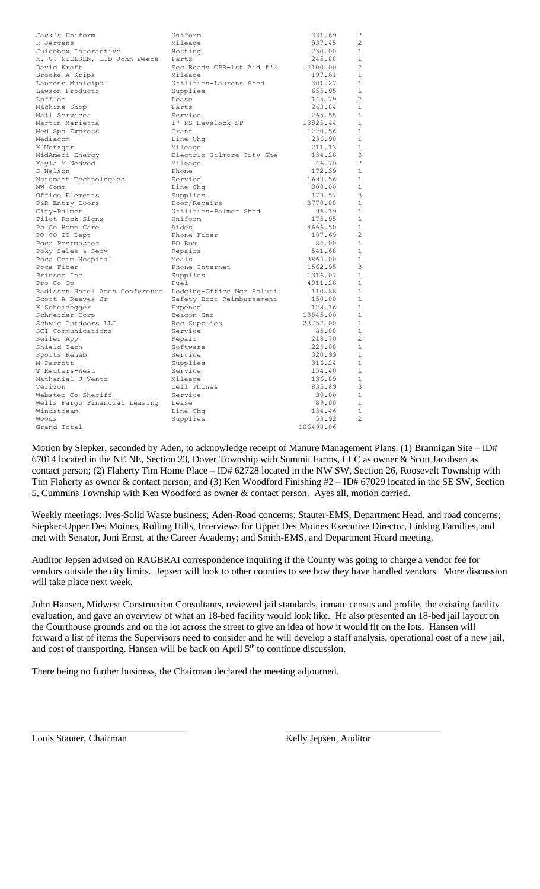| | | | |
|---|---|---|---|
| Jack's Uniform | Uniform | 331.69 | 2 |
| R Jergens | Mileage | 837.45 | 2 |
| Juicebox Interactive | Hosting | 230.00 | 1 |
| K. C. NIELSEN, LTD John Deere | Parts | 245.88 | 1 |
| David Kraft | Sec Roads CPR-1st Aid #22 | 2100.00 | 2 |
| Brooke A Krips | Mileage | 197.61 | 1 |
| Laurens Municipal | Utilities-Laurens Shed | 301.27 | 1 |
| Lawson Products | Supplies | 655.95 | 1 |
| Loffler | Lease | 145.79 | 2 |
| Machine Shop | Parts | 263.84 | 1 |
| Mail Services | Service | 265.55 | 1 |
| Martin Marietta | 1" RS Havelock SP | 13825.44 | 1 |
| Med Spa Express | Grant | 1220.56 | 1 |
| Mediacom | Line Chg | 236.90 | 1 |
| K Metzger | Mileage | 211.13 | 1 |
| MidAmeri Energy | Electric-Gilmore City She | 134.28 | 3 |
| Kayla M Nedved | Mileage | 46.70 | 2 |
| S Nelson | Phone | 172.39 | 1 |
| Netsmart Technologies | Service | 1693.56 | 1 |
| NW Comm | Line Chg | 300.00 | 1 |
| Office Elements | Supplies | 173.57 | 3 |
| P&R Entry Doors | Door/Repairs | 3770.00 | 1 |
| City-Palmer | Utilities-Palmer Shed | 96.19 | 1 |
| Pilot Rock Signs | Uniform | 175.95 | 1 |
| Po Co Home Care | Aides | 4666.50 | 1 |
| PO CO IT Dept | Phone Fiber | 187.69 | 2 |
| Poca Postmaster | PO Box | 84.00 | 1 |
| Poky Sales & Serv | Repairs | 541.68 | 1 |
| Poca Comm Hospital | Meals | 3864.00 | 1 |
| Poca Fiber | Phone Internet | 1562.95 | 3 |
| Prinsco Inc | Supplies | 1316.07 | 1 |
| Pro Co-Op | Fuel | 4011.28 | 1 |
| Radisson Hotel Ames Conference | Lodging-Office Mgr Soluti | 110.88 | 1 |
| Scott A Reeves Jr | Safety Boot Reimbursement | 150.00 | 1 |
| K Scheidegger | Expense | 128.16 | 1 |
| Schneider Corp | Beacon Ser | 13845.00 | 1 |
| Schwig Outdoors LLC | Rec Supplies | 23757.00 | 1 |
| SCI Communications | Service | 85.00 | 1 |
| Seiler App | Repair | 218.70 | 2 |
| Shield Tech | Software | 225.00 | 1 |
| Sports Rehab | Service | 320.99 | 1 |
| M Parrott | Supplies | 316.24 | 1 |
| T Reuters-West | Service | 154.40 | 1 |
| Nathanial J Vento | Mileage | 136.89 | 1 |
| Verizon | Cell Phones | 835.89 | 3 |
| Webster Co Sheriff | Service | 30.00 | 1 |
| Wells Fargo Financial Leasing | Lease | 89.00 | 1 |
| Windstream | Line Chg | 134.46 | 1 |
| Woods | Supplies | 53.92 | 2 |
| Grand Total | | 106498.06 | |

Motion by Siepker, seconded by Aden, to acknowledge receipt of Manure Management Plans: (1) Brannigan Site – ID# 67014 located in the NE NE, Section 23, Dover Township with Summit Farms, LLC as owner & Scott Jacobsen as contact person; (2) Flaherty Tim Home Place – ID# 62728 located in the NW SW, Section 26, Roosevelt Township with Tim Flaherty as owner & contact person; and (3) Ken Woodford Finishing #2 – ID# 67029 located in the SE SW, Section 5, Cummins Township with Ken Woodford as owner & contact person. Ayes all, motion carried.

Weekly meetings: Ives-Solid Waste business; Aden-Road concerns; Stauter-EMS, Department Head, and road concerns; Siepker-Upper Des Moines, Rolling Hills, Interviews for Upper Des Moines Executive Director, Linking Families, and met with Senator, Joni Ernst, at the Career Academy; and Smith-EMS, and Department Heard meeting.

Auditor Jepsen advised on RAGBRAI correspondence inquiring if the County was going to charge a vendor fee for vendors outside the city limits. Jepsen will look to other counties to see how they have handled vendors. More discussion will take place next week.

John Hansen, Midwest Construction Consultants, reviewed jail standards, inmate census and profile, the existing facility evaluation, and gave an overview of what an 18-bed facility would look like. He also presented an 18-bed jail layout on the Courthouse grounds and on the lot across the street to give an idea of how it would fit on the lots. Hansen will forward a list of items the Supervisors need to consider and he will develop a staff analysis, operational cost of a new jail, and cost of transporting. Hansen will be back on April 5th to continue discussion.

There being no further business, the Chairman declared the meeting adjourned.

\_\_\_\_\_\_\_\_\_\_\_\_\_\_\_\_\_\_\_\_\_\_\_\_\_\_\_\_\_\_\_\_ \_\_\_\_\_\_\_\_\_\_\_\_\_\_\_\_\_\_\_\_\_\_\_\_\_\_\_\_\_\_\_\_

Louis Stauter, Chairman Kelly Jepsen, Auditor